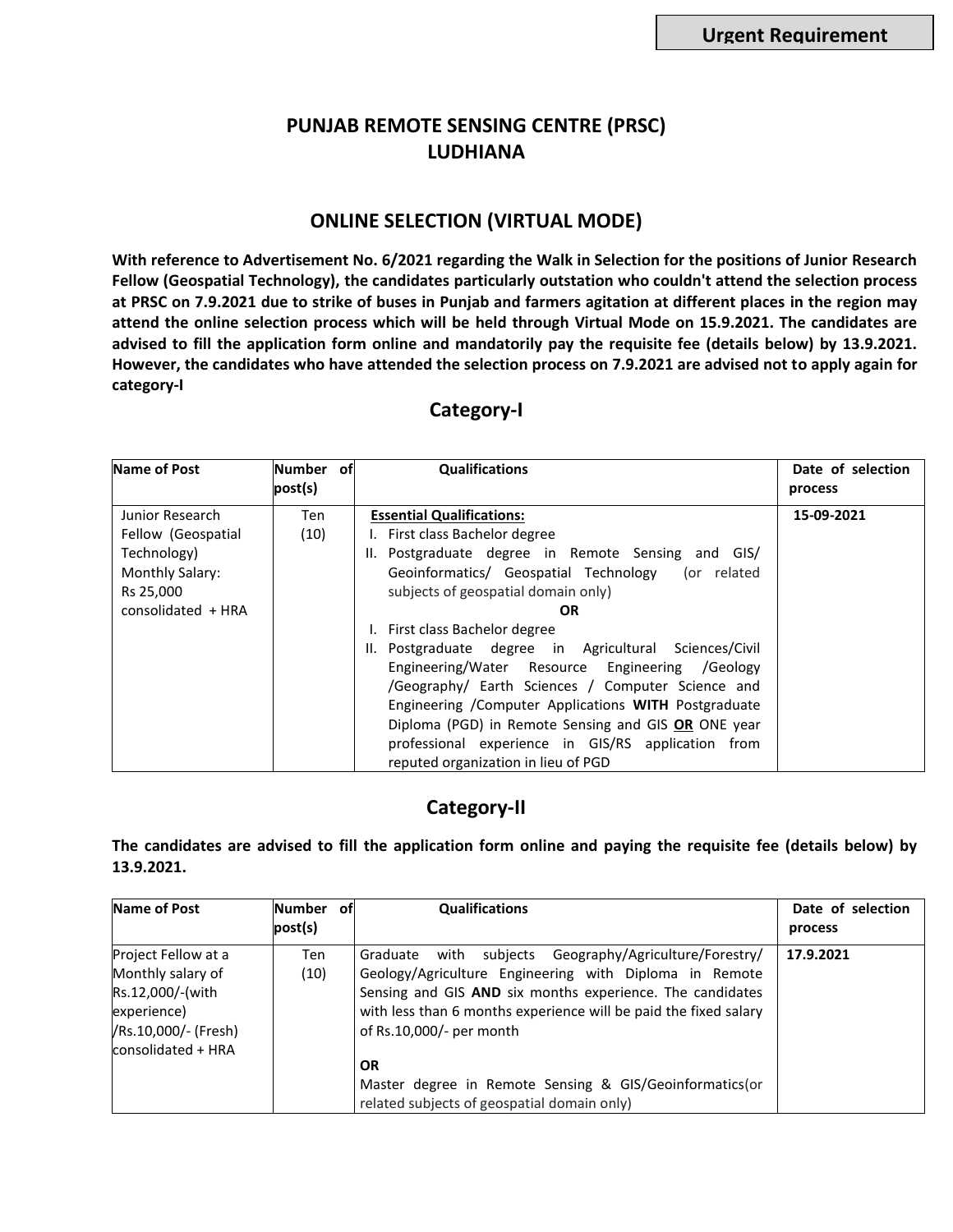**Urgent Requirement**

# PUNJAB REMOTE SENSING CENTRE (PRSC) LUDHIANA

## ONLINE SELECTION (VIRTUAL MODE)

**With reference to Advertisement No. 6/2021 regarding the Walk in Selection for the positions of Junior Research Fellow (Geospatial Technology), the candidates particularly outstation who couldn't attend the selection process at PRSC on 7.9.2021 due to strike of buses in Punjab and farmers agitation at different places in the region may attend the online selection process which will be held through Virtual Mode on 15.9.2021. The candidates are advised to fill the application form online and mandatorily pay the requisite fee (details below) by 13.9.2021. However, the candidates who have attended the selection process on 7.9.2021 are advised not to apply again for category-I**

## Category-I

| Name of Post | Number of post(s) | Qualifications | Date of selection process |
|---|---|---|---|
| Junior Research Fellow (Geospatial Technology)<br>Monthly Salary: Rs 25,000 consolidated + HRA | Ten (10) | **Essential Qualifications:**<br>I. First class Bachelor degree<br>II. Postgraduate degree in Remote Sensing and GIS/ Geoinformatics/ Geospatial Technology (or related subjects of geospatial domain only)<br>**OR**<br>I. First class Bachelor degree<br>II. Postgraduate degree in Agricultural Sciences/Civil Engineering/Water Resource Engineering /Geology /Geography/ Earth Sciences / Computer Science and Engineering /Computer Applications **WITH** Postgraduate Diploma (PGD) in Remote Sensing and GIS **OR** ONE year professional experience in GIS/RS application from reputed organization in lieu of PGD | **15-09-2021** |

## Category-II

**The candidates are advised to fill the application form online and paying the requisite fee (details below) by 13.9.2021.**

| Name of Post | Number of post(s) | Qualifications | Date of selection process |
|---|---|---|---|
| Project Fellow at a Monthly salary of Rs.12,000/-(with experience) /Rs.10,000/- (Fresh) consolidated + HRA | Ten (10) | Graduate with subjects Geography/Agriculture/Forestry/ Geology/Agriculture Engineering with Diploma in Remote Sensing and GIS **AND** six months experience. The candidates with less than 6 months experience will be paid the fixed salary of Rs.10,000/- per month<br>**OR**<br>Master degree in Remote Sensing & GIS/Geoinformatics(or related subjects of geospatial domain only) | **17.9.2021** |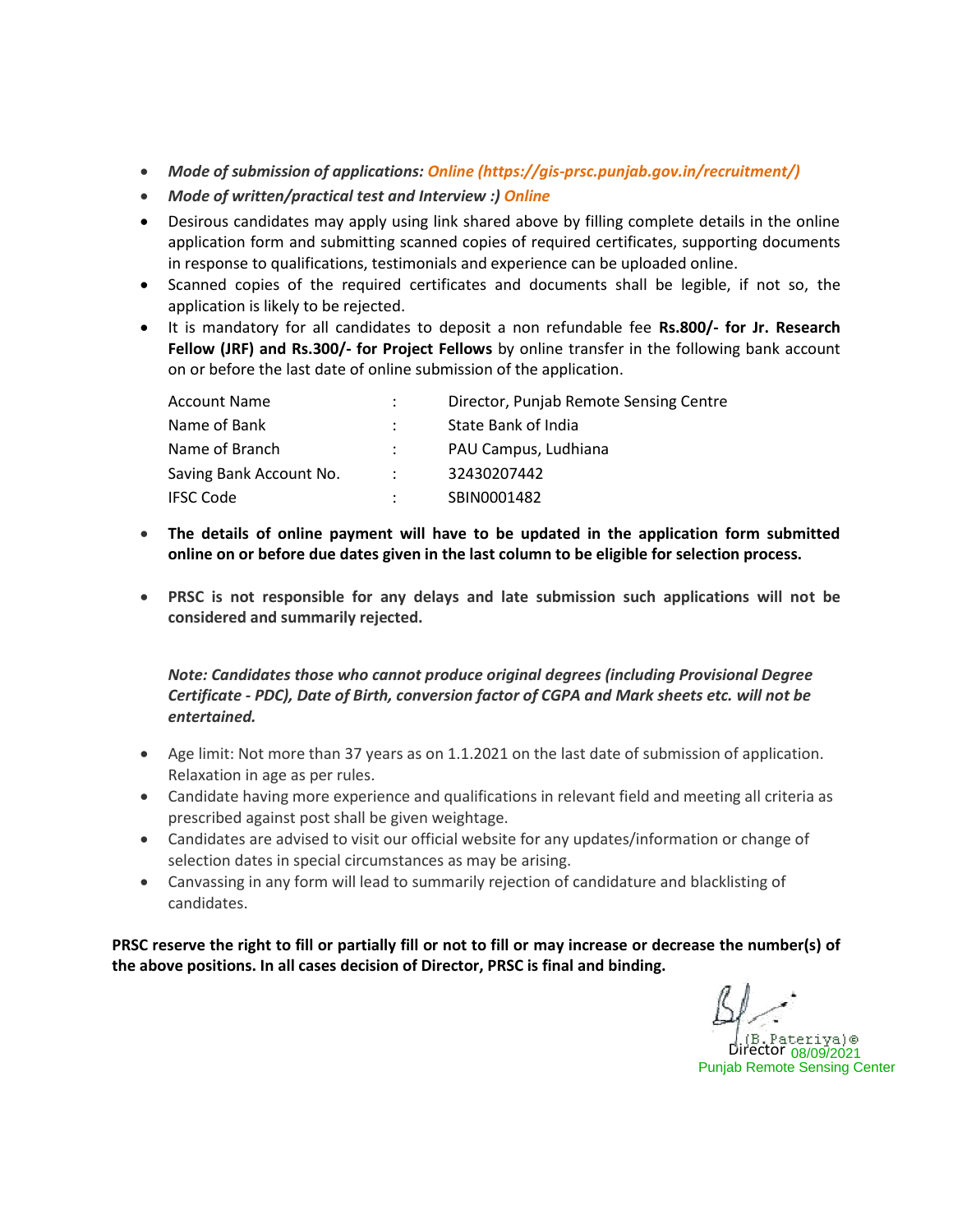- ***Mode of submission of applications:* *Online (https://gis-prsc.punjab.gov.in/recruitment/)***
- ***Mode of written/practical test and Interview :)* *Online***
- Desirous candidates may apply using link shared above by filling complete details in the online application form and submitting scanned copies of required certificates, supporting documents in response to qualifications, testimonials and experience can be uploaded online.
- Scanned copies of the required certificates and documents shall be legible, if not so, the application is likely to be rejected.
- It is mandatory for all candidates to deposit a non refundable fee **Rs.800/- for Jr. Research Fellow (JRF) and Rs.300/- for Project Fellows** by online transfer in the following bank account on or before the last date of online submission of the application.

| | | |
|---|---|---|
| Account Name | : | Director, Punjab Remote Sensing Centre |
| Name of Bank | : | State Bank of India |
| Name of Branch | : | PAU Campus, Ludhiana |
| Saving Bank Account No. | : | 32430207442 |
| IFSC Code | : | SBIN0001482 |

- **The details of online payment will have to be updated in the application form submitted online on or before due dates given in the last column to be eligible for selection process.**

- **PRSC is not responsible for any delays and late submission such applications will not be considered and summarily rejected.**

***Note: Candidates those who cannot produce original degrees (including Provisional Degree Certificate - PDC), Date of Birth, conversion factor of CGPA and Mark sheets etc. will not be entertained.***

- Age limit: Not more than 37 years as on 1.1.2021 on the last date of submission of application. Relaxation in age as per rules.
- Candidate having more experience and qualifications in relevant field and meeting all criteria as prescribed against post shall be given weightage.
- Candidates are advised to visit our official website for any updates/information or change of selection dates in special circumstances as may be arising.
- Canvassing in any form will lead to summarily rejection of candidature and blacklisting of candidates.

**PRSC reserve the right to fill or partially fill or not to fill or may increase or decrease the number(s) of the above positions. In all cases decision of Director, PRSC is final and binding.**

(B. Pateriya)
Director 08/09/2021
Punjab Remote Sensing Center